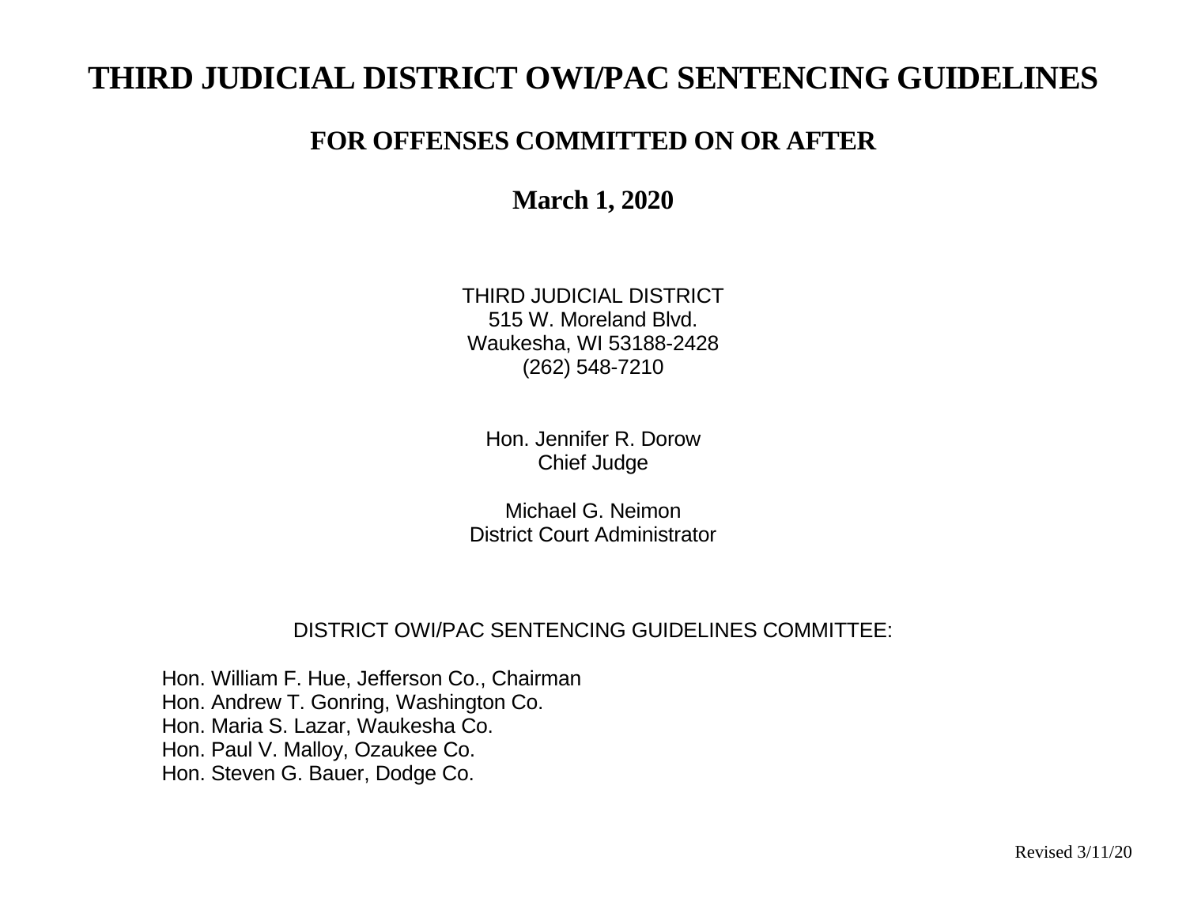# THIRD JUDICIAL DISTRICT OWI/PAC SENTENCING GUIDELINES

## FOR OFFENSES COMMITTED ON OR AFTER

## March 1, 2020

THIRD JUDICIAL DISTRICT
515 W. Moreland Blvd.
Waukesha, WI 53188-2428
(262) 548-7210

Hon. Jennifer R. Dorow
Chief Judge

Michael G. Neimon
District Court Administrator

DISTRICT OWI/PAC SENTENCING GUIDELINES COMMITTEE:

Hon. William F. Hue, Jefferson Co., Chairman
Hon. Andrew T. Gonring, Washington Co.
Hon. Maria S. Lazar, Waukesha Co.
Hon. Paul V. Malloy, Ozaukee Co.
Hon. Steven G. Bauer, Dodge Co.

Revised 3/11/20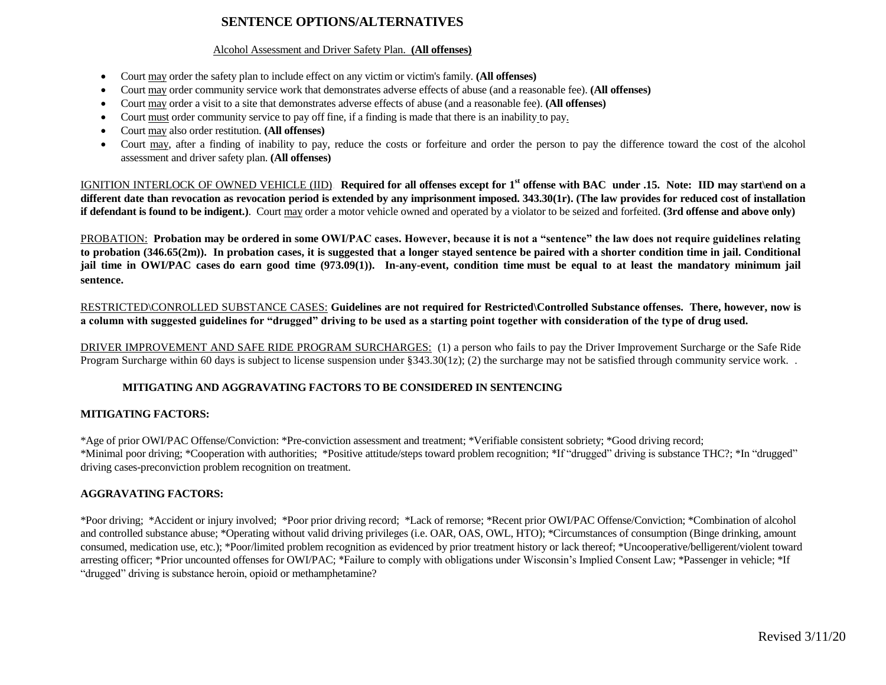# SENTENCE OPTIONS/ALTERNATIVES

Alcohol Assessment and Driver Safety Plan. **(All offenses)**

- Court may order the safety plan to include effect on any victim or victim's family. **(All offenses)**
- Court may order community service work that demonstrates adverse effects of abuse (and a reasonable fee). **(All offenses)**
- Court may order a visit to a site that demonstrates adverse effects of abuse (and a reasonable fee). **(All offenses)**
- Court must order community service to pay off fine, if a finding is made that there is an inability to pay.
- Court may also order restitution. **(All offenses)**
- Court may, after a finding of inability to pay, reduce the costs or forfeiture and order the person to pay the difference toward the cost of the alcohol assessment and driver safety plan. **(All offenses)**

IGNITION INTERLOCK OF OWNED VEHICLE (IID). **Required for all offenses except for 1st offense with BAC under .15. Note: IID may start\end on a different date than revocation as revocation period is extended by any imprisonment imposed. 343.30(1r). (The law provides for reduced cost of installation if defendant is found to be indigent.)**. Court may order a motor vehicle owned and operated by a violator to be seized and forfeited. **(3rd offense and above only)**

PROBATION: **Probation may be ordered in some OWI/PAC cases. However, because it is not a "sentence" the law does not require guidelines relating to probation (346.65(2m)). In probation cases, it is suggested that a longer stayed sentence be paired with a shorter condition time in jail. Conditional jail time in OWI/PAC cases do earn good time (973.09(1)). In-any-event, condition time must be equal to at least the mandatory minimum jail sentence.**

RESTRICTED\CONROLLED SUBSTANCE CASES: **Guidelines are not required for Restricted\Controlled Substance offenses. There, however, now is a column with suggested guidelines for "drugged" driving to be used as a starting point together with consideration of the type of drug used.**

DRIVER IMPROVEMENT AND SAFE RIDE PROGRAM SURCHARGES: (1) a person who fails to pay the Driver Improvement Surcharge or the Safe Ride Program Surcharge within 60 days is subject to license suspension under §343.30(1z); (2) the surcharge may not be satisfied through community service work. .

## MITIGATING AND AGGRAVATING FACTORS TO BE CONSIDERED IN SENTENCING

### MITIGATING FACTORS:

*Age of prior OWI/PAC Offense/Conviction: *Pre-conviction assessment and treatment; *Verifiable consistent sobriety; *Good driving record; *Minimal poor driving; *Cooperation with authorities; *Positive attitude/steps toward problem recognition; *If "drugged" driving is substance THC?; *In "drugged" driving cases-preconviction problem recognition on treatment.

### AGGRAVATING FACTORS:

*Poor driving; *Accident or injury involved; *Poor prior driving record; *Lack of remorse; *Recent prior OWI/PAC Offense/Conviction; *Combination of alcohol and controlled substance abuse; *Operating without valid driving privileges (i.e. OAR, OAS, OWL, HTO); *Circumstances of consumption (Binge drinking, amount consumed, medication use, etc.); *Poor/limited problem recognition as evidenced by prior treatment history or lack thereof; *Uncooperative/belligerent/violent toward arresting officer; *Prior uncounted offenses for OWI/PAC; *Failure to comply with obligations under Wisconsin's Implied Consent Law; *Passenger in vehicle; *If "drugged" driving is substance heroin, opioid or methamphetamine?

Revised 3/11/20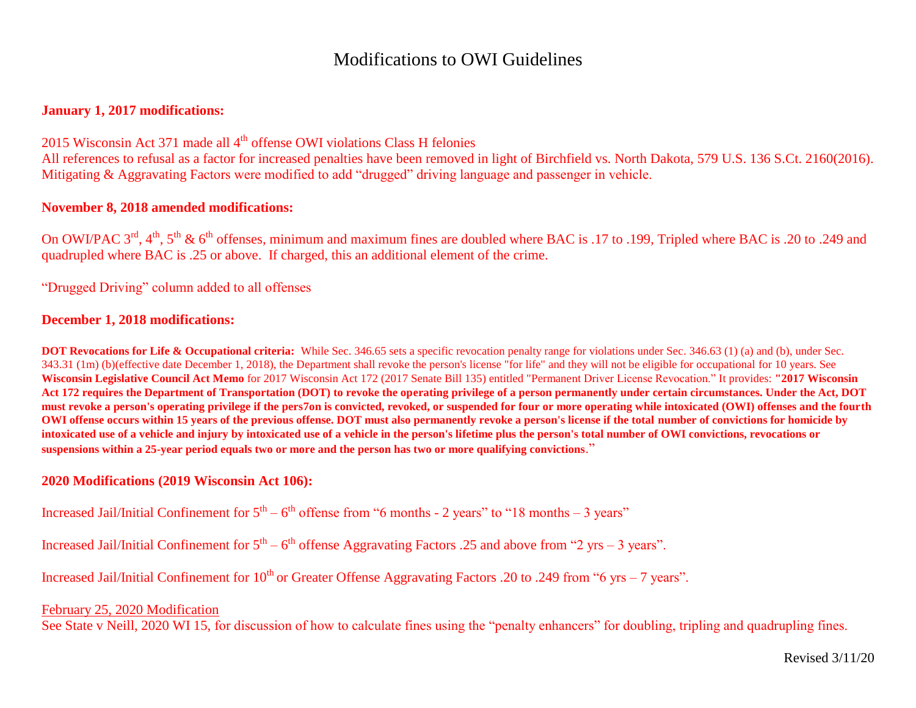# Modifications to OWI Guidelines

**January 1, 2017 modifications:**

2015 Wisconsin Act 371 made all 4th offense OWI violations Class H felonies
All references to refusal as a factor for increased penalties have been removed in light of Birchfield vs. North Dakota, 579 U.S. 136 S.Ct. 2160(2016).
Mitigating & Aggravating Factors were modified to add "drugged" driving language and passenger in vehicle.

**November 8, 2018 amended modifications:**

On OWI/PAC 3rd, 4th, 5th & 6th offenses, minimum and maximum fines are doubled where BAC is .17 to .199, Tripled where BAC is .20 to .249 and quadrupled where BAC is .25 or above. If charged, this an additional element of the crime.

"Drugged Driving" column added to all offenses

**December 1, 2018 modifications:**

**DOT Revocations for Life & Occupational criteria:** While Sec. 346.65 sets a specific revocation penalty range for violations under Sec. 346.63 (1) (a) and (b), under Sec. 343.31 (1m) (b)(effective date December 1, 2018), the Department shall revoke the person's license "for life" and they will not be eligible for occupational for 10 years. See **Wisconsin Legislative Council Act Memo** for 2017 Wisconsin Act 172 (2017 Senate Bill 135) entitled "Permanent Driver License Revocation." It provides: **"2017 Wisconsin Act 172 requires the Department of Transportation (DOT) to revoke the operating privilege of a person permanently under certain circumstances. Under the Act, DOT must revoke a person's operating privilege if the pers7on is convicted, revoked, or suspended for four or more operating while intoxicated (OWI) offenses and the fourth OWI offense occurs within 15 years of the previous offense. DOT must also permanently revoke a person's license if the total number of convictions for homicide by intoxicated use of a vehicle and injury by intoxicated use of a vehicle in the person's lifetime plus the person's total number of OWI convictions, revocations or suspensions within a 25-year period equals two or more and the person has two or more qualifying convictions**."

**2020 Modifications (2019 Wisconsin Act 106):**

Increased Jail/Initial Confinement for 5th – 6th offense from "6 months - 2 years" to "18 months – 3 years"

Increased Jail/Initial Confinement for 5th – 6th offense Aggravating Factors .25 and above from "2 yrs – 3 years".

Increased Jail/Initial Confinement for 10th or Greater Offense Aggravating Factors .20 to .249 from "6 yrs – 7 years".

February 25, 2020 Modification
See State v Neill, 2020 WI 15, for discussion of how to calculate fines using the "penalty enhancers" for doubling, tripling and quadrupling fines.

Revised 3/11/20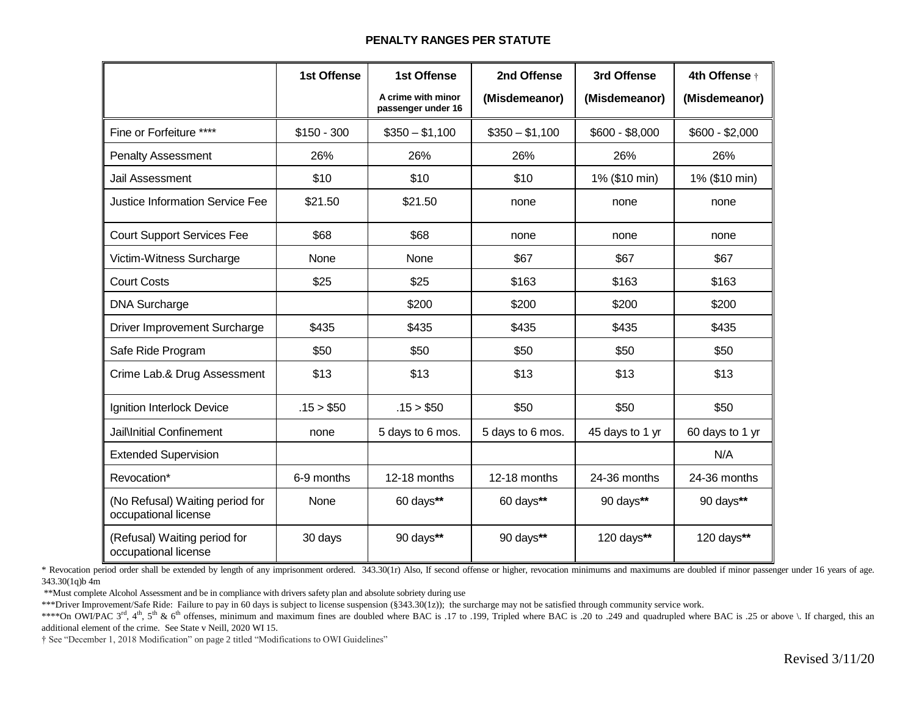**PENALTY RANGES PER STATUTE**

| | 1st Offense | 1st Offense<br>A crime with minor passenger under 16 | 2nd Offense<br>(Misdemeanor) | 3rd Offense<br>(Misdemeanor) | 4th Offense †<br>(Misdemeanor) |
|---|---|---|---|---|---|
| Fine or Forfeiture **** | $150 - 300 | $350 – $1,100 | $350 – $1,100 | $600 - $8,000 | $600 - $2,000 |
| Penalty Assessment | 26% | 26% | 26% | 26% | 26% |
| Jail Assessment | $10 | $10 | $10 | 1% ($10 min) | 1% ($10 min) |
| Justice Information Service Fee | $21.50 | $21.50 | none | none | none |
| Court Support Services Fee | $68 | $68 | none | none | none |
| Victim-Witness Surcharge | None | None | $67 | $67 | $67 |
| Court Costs | $25 | $25 | $163 | $163 | $163 |
| DNA Surcharge | | $200 | $200 | $200 | $200 |
| Driver Improvement Surcharge | $435 | $435 | $435 | $435 | $435 |
| Safe Ride Program | $50 | $50 | $50 | $50 | $50 |
| Crime Lab.& Drug Assessment | $13 | $13 | $13 | $13 | $13 |
| Ignition Interlock Device | .15 > $50 | .15 > $50 | $50 | $50 | $50 |
| Jail\Initial Confinement | none | 5 days to 6 mos. | 5 days to 6 mos. | 45 days to 1 yr | 60 days to 1 yr |
| Extended Supervision | | | | | N/A |
| Revocation* | 6-9 months | 12-18 months | 12-18 months | 24-36 months | 24-36 months |
| (No Refusal) Waiting period for occupational license | None | 60 days** | 60 days** | 90 days** | 90 days** |
| (Refusal) Waiting period for occupational license | 30 days | 90 days** | 90 days** | 120 days** | 120 days** |

* Revocation period order shall be extended by length of any imprisonment ordered. 343.30(1r) Also, If second offense or higher, revocation minimums and maximums are doubled if minor passenger under 16 years of age. 343.30(1q)b 4m

**Must complete Alcohol Assessment and be in compliance with drivers safety plan and absolute sobriety during use

***Driver Improvement/Safe Ride: Failure to pay in 60 days is subject to license suspension (§343.30(1z)); the surcharge may not be satisfied through community service work.

****On OWI/PAC 3rd, 4th, 5th & 6th offenses, minimum and maximum fines are doubled where BAC is .17 to .199, Tripled where BAC is .20 to .249 and quadrupled where BAC is .25 or above \. If charged, this an additional element of the crime. See State v Neill, 2020 WI 15.

† See "December 1, 2018 Modification" on page 2 titled "Modifications to OWI Guidelines"

Revised 3/11/20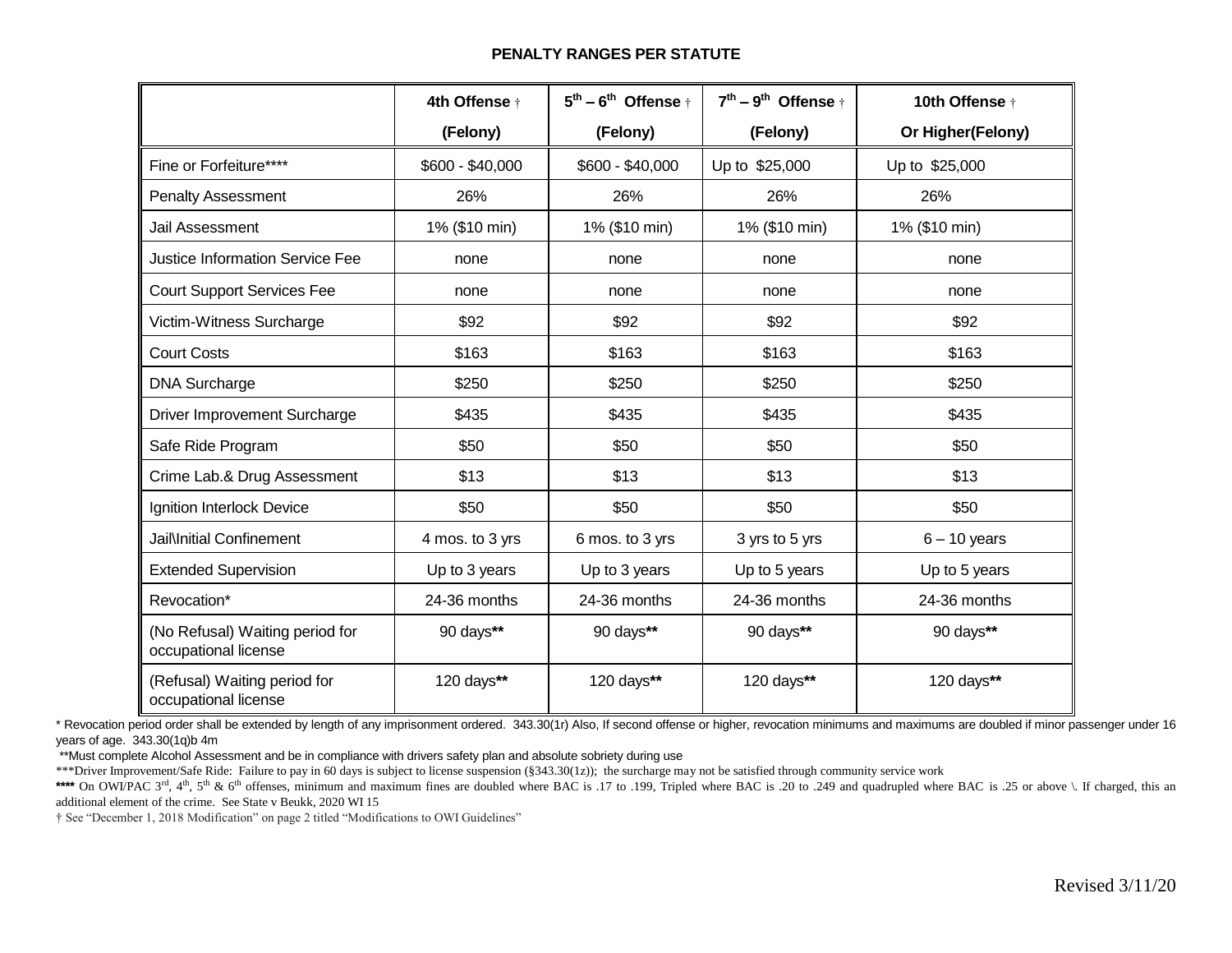**PENALTY RANGES PER STATUTE**

| | 4th Offense † (Felony) | 5th – 6th Offense † (Felony) | 7th – 9th Offense † (Felony) | 10th Offense † Or Higher(Felony) |
|---|---|---|---|---|
| Fine or Forfeiture**** | $600 - $40,000 | $600 - $40,000 | Up to $25,000 | Up to $25,000 |
| Penalty Assessment | 26% | 26% | 26% | 26% |
| Jail Assessment | 1% ($10 min) | 1% ($10 min) | 1% ($10 min) | 1% ($10 min) |
| Justice Information Service Fee | none | none | none | none |
| Court Support Services Fee | none | none | none | none |
| Victim-Witness Surcharge | $92 | $92 | $92 | $92 |
| Court Costs | $163 | $163 | $163 | $163 |
| DNA Surcharge | $250 | $250 | $250 | $250 |
| Driver Improvement Surcharge | $435 | $435 | $435 | $435 |
| Safe Ride Program | $50 | $50 | $50 | $50 |
| Crime Lab.& Drug Assessment | $13 | $13 | $13 | $13 |
| Ignition Interlock Device | $50 | $50 | $50 | $50 |
| Jail\Initial Confinement | 4 mos. to 3 yrs | 6 mos. to 3 yrs | 3 yrs to 5 yrs | 6 – 10 years |
| Extended Supervision | Up to 3 years | Up to 3 years | Up to 5 years | Up to 5 years |
| Revocation* | 24-36 months | 24-36 months | 24-36 months | 24-36 months |
| (No Refusal) Waiting period for occupational license | 90 days** | 90 days** | 90 days** | 90 days** |
| (Refusal) Waiting period for occupational license | 120 days** | 120 days** | 120 days** | 120 days** |

\* Revocation period order shall be extended by length of any imprisonment ordered. 343.30(1r) Also, If second offense or higher, revocation minimums and maximums are doubled if minor passenger under 16 years of age. 343.30(1q)b 4m

**Must complete Alcohol Assessment and be in compliance with drivers safety plan and absolute sobriety during use

***Driver Improvement/Safe Ride: Failure to pay in 60 days is subject to license suspension (§343.30(1z)); the surcharge may not be satisfied through community service work

**** On OWI/PAC 3rd, 4th, 5th & 6th offenses, minimum and maximum fines are doubled where BAC is .17 to .199, Tripled where BAC is .20 to .249 and quadrupled where BAC is .25 or above \. If charged, this an additional element of the crime. See State v Beukk, 2020 WI 15

† See "December 1, 2018 Modification" on page 2 titled "Modifications to OWI Guidelines"

Revised 3/11/20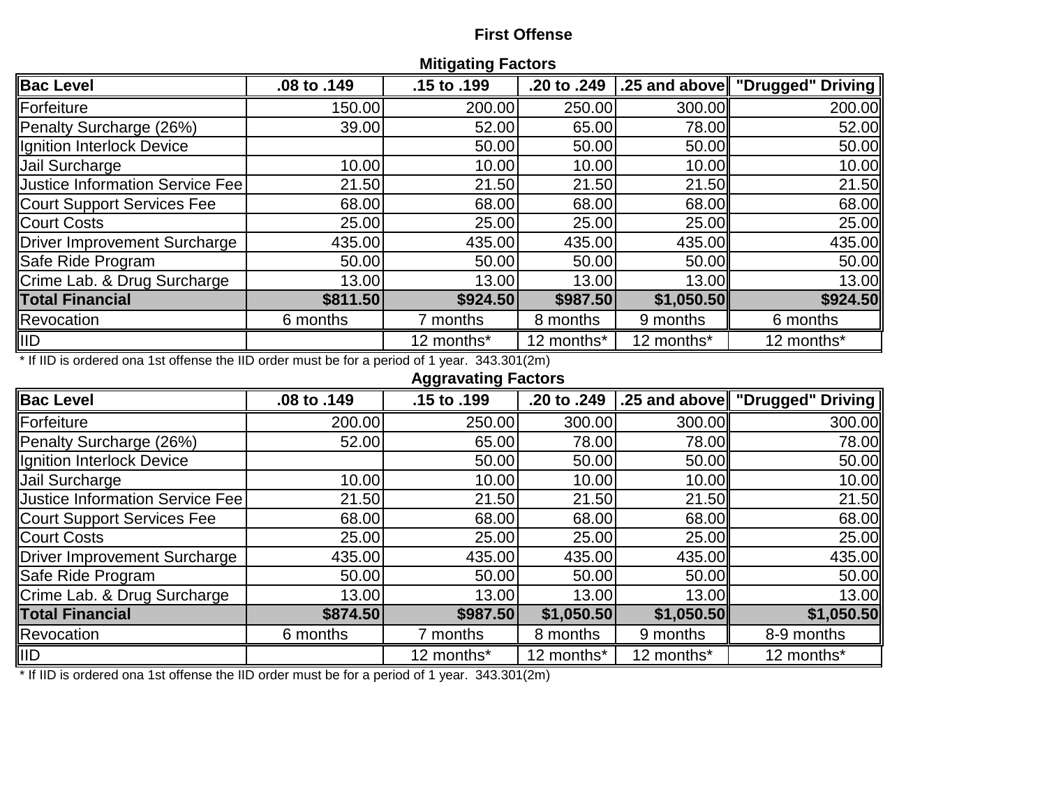## First Offense

### Mitigating Factors

| Bac Level | .08 to .149 | .15 to .199 | .20 to .249 | .25 and above | "Drugged" Driving |
|---|---|---|---|---|---|
| Forfeiture | 150.00 | 200.00 | 250.00 | 300.00 | 200.00 |
| Penalty Surcharge (26%) | 39.00 | 52.00 | 65.00 | 78.00 | 52.00 |
| Ignition Interlock Device | | 50.00 | 50.00 | 50.00 | 50.00 |
| Jail Surcharge | 10.00 | 10.00 | 10.00 | 10.00 | 10.00 |
| Justice Information Service Fee | 21.50 | 21.50 | 21.50 | 21.50 | 21.50 |
| Court Support Services Fee | 68.00 | 68.00 | 68.00 | 68.00 | 68.00 |
| Court Costs | 25.00 | 25.00 | 25.00 | 25.00 | 25.00 |
| Driver Improvement Surcharge | 435.00 | 435.00 | 435.00 | 435.00 | 435.00 |
| Safe Ride Program | 50.00 | 50.00 | 50.00 | 50.00 | 50.00 |
| Crime Lab. & Drug Surcharge | 13.00 | 13.00 | 13.00 | 13.00 | 13.00 |
| **Total Financial** | **$811.50** | **$924.50** | **$987.50** | **$1,050.50** | **$924.50** |
| Revocation | 6 months | 7 months | 8 months | 9 months | 6 months |
| IID | | 12 months* | 12 months* | 12 months* | 12 months* |

* If IID is ordered ona 1st offense the IID order must be for a period of 1 year. 343.301(2m)

### Aggravating Factors

| Bac Level | .08 to .149 | .15 to .199 | .20 to .249 | .25 and above | "Drugged" Driving |
|---|---|---|---|---|---|
| Forfeiture | 200.00 | 250.00 | 300.00 | 300.00 | 300.00 |
| Penalty Surcharge (26%) | 52.00 | 65.00 | 78.00 | 78.00 | 78.00 |
| Ignition Interlock Device | | 50.00 | 50.00 | 50.00 | 50.00 |
| Jail Surcharge | 10.00 | 10.00 | 10.00 | 10.00 | 10.00 |
| Justice Information Service Fee | 21.50 | 21.50 | 21.50 | 21.50 | 21.50 |
| Court Support Services Fee | 68.00 | 68.00 | 68.00 | 68.00 | 68.00 |
| Court Costs | 25.00 | 25.00 | 25.00 | 25.00 | 25.00 |
| Driver Improvement Surcharge | 435.00 | 435.00 | 435.00 | 435.00 | 435.00 |
| Safe Ride Program | 50.00 | 50.00 | 50.00 | 50.00 | 50.00 |
| Crime Lab. & Drug Surcharge | 13.00 | 13.00 | 13.00 | 13.00 | 13.00 |
| **Total Financial** | **$874.50** | **$987.50** | **$1,050.50** | **$1,050.50** | **$1,050.50** |
| Revocation | 6 months | 7 months | 8 months | 9 months | 8-9 months |
| IID | | 12 months* | 12 months* | 12 months* | 12 months* |

* If IID is ordered ona 1st offense the IID order must be for a period of 1 year. 343.301(2m)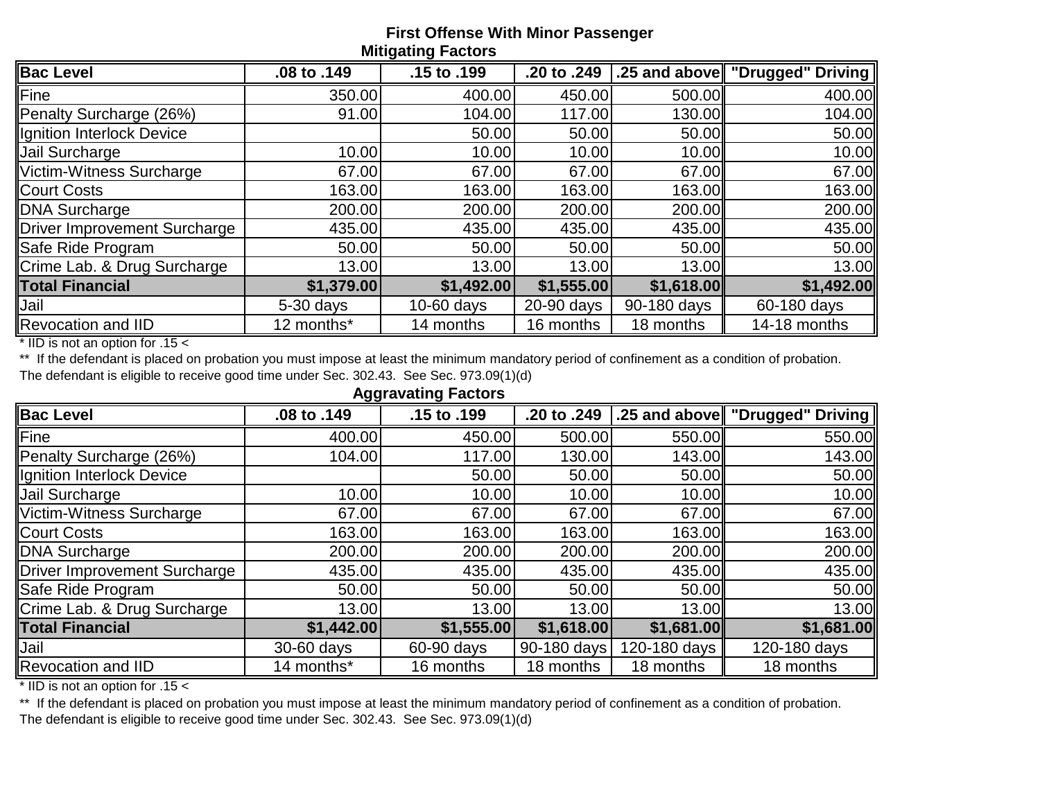## First Offense With Minor Passenger

### Mitigating Factors

| Bac Level | .08 to .149 | .15 to .199 | .20 to .249 | .25 and above | "Drugged" Driving |
|---|---|---|---|---|---|
| Fine | 350.00 | 400.00 | 450.00 | 500.00 | 400.00 |
| Penalty Surcharge (26%) | 91.00 | 104.00 | 117.00 | 130.00 | 104.00 |
| Ignition Interlock Device | | 50.00 | 50.00 | 50.00 | 50.00 |
| Jail Surcharge | 10.00 | 10.00 | 10.00 | 10.00 | 10.00 |
| Victim-Witness Surcharge | 67.00 | 67.00 | 67.00 | 67.00 | 67.00 |
| Court Costs | 163.00 | 163.00 | 163.00 | 163.00 | 163.00 |
| DNA Surcharge | 200.00 | 200.00 | 200.00 | 200.00 | 200.00 |
| Driver Improvement Surcharge | 435.00 | 435.00 | 435.00 | 435.00 | 435.00 |
| Safe Ride Program | 50.00 | 50.00 | 50.00 | 50.00 | 50.00 |
| Crime Lab. & Drug Surcharge | 13.00 | 13.00 | 13.00 | 13.00 | 13.00 |
| **Total Financial** | **$1,379.00** | **$1,492.00** | **$1,555.00** | **$1,618.00** | **$1,492.00** |
| Jail | 5-30 days | 10-60 days | 20-90 days | 90-180 days | 60-180 days |
| Revocation and IID | 12 months* | 14 months | 16 months | 18 months | 14-18 months |

* IID is not an option for .15 <

** If the defendant is placed on probation you must impose at least the minimum mandatory period of confinement as a condition of probation. The defendant is eligible to receive good time under Sec. 302.43. See Sec. 973.09(1)(d)

### Aggravating Factors

| Bac Level | .08 to .149 | .15 to .199 | .20 to .249 | .25 and above | "Drugged" Driving |
|---|---|---|---|---|---|
| Fine | 400.00 | 450.00 | 500.00 | 550.00 | 550.00 |
| Penalty Surcharge (26%) | 104.00 | 117.00 | 130.00 | 143.00 | 143.00 |
| Ignition Interlock Device | | 50.00 | 50.00 | 50.00 | 50.00 |
| Jail Surcharge | 10.00 | 10.00 | 10.00 | 10.00 | 10.00 |
| Victim-Witness Surcharge | 67.00 | 67.00 | 67.00 | 67.00 | 67.00 |
| Court Costs | 163.00 | 163.00 | 163.00 | 163.00 | 163.00 |
| DNA Surcharge | 200.00 | 200.00 | 200.00 | 200.00 | 200.00 |
| Driver Improvement Surcharge | 435.00 | 435.00 | 435.00 | 435.00 | 435.00 |
| Safe Ride Program | 50.00 | 50.00 | 50.00 | 50.00 | 50.00 |
| Crime Lab. & Drug Surcharge | 13.00 | 13.00 | 13.00 | 13.00 | 13.00 |
| **Total Financial** | **$1,442.00** | **$1,555.00** | **$1,618.00** | **$1,681.00** | **$1,681.00** |
| Jail | 30-60 days | 60-90 days | 90-180 days | 120-180 days | 120-180 days |
| Revocation and IID | 14 months* | 16 months | 18 months | 18 months | 18 months |

* IID is not an option for .15 <

** If the defendant is placed on probation you must impose at least the minimum mandatory period of confinement as a condition of probation. The defendant is eligible to receive good time under Sec. 302.43. See Sec. 973.09(1)(d)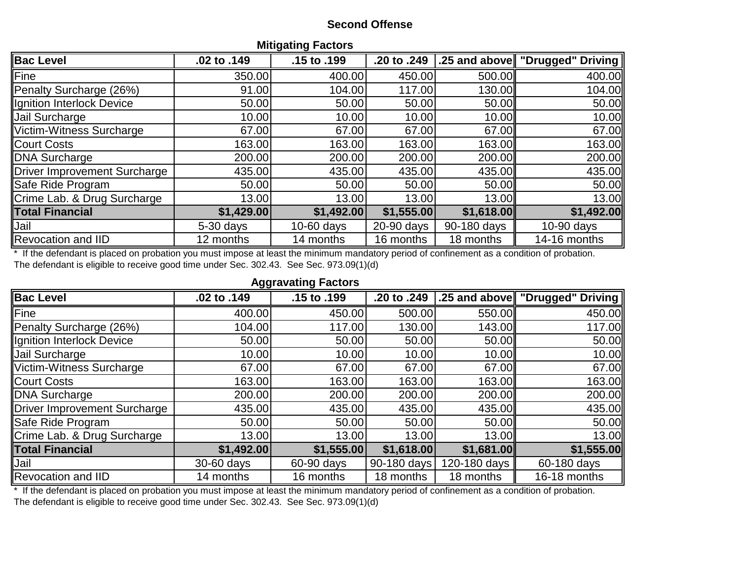## Second Offense

### Mitigating Factors

| Bac Level | .02 to .149 | .15 to .199 | .20 to .249 | .25 and above | "Drugged" Driving |
|---|---|---|---|---|---|
| Fine | 350.00 | 400.00 | 450.00 | 500.00 | 400.00 |
| Penalty Surcharge (26%) | 91.00 | 104.00 | 117.00 | 130.00 | 104.00 |
| Ignition Interlock Device | 50.00 | 50.00 | 50.00 | 50.00 | 50.00 |
| Jail Surcharge | 10.00 | 10.00 | 10.00 | 10.00 | 10.00 |
| Victim-Witness Surcharge | 67.00 | 67.00 | 67.00 | 67.00 | 67.00 |
| Court Costs | 163.00 | 163.00 | 163.00 | 163.00 | 163.00 |
| DNA Surcharge | 200.00 | 200.00 | 200.00 | 200.00 | 200.00 |
| Driver Improvement Surcharge | 435.00 | 435.00 | 435.00 | 435.00 | 435.00 |
| Safe Ride Program | 50.00 | 50.00 | 50.00 | 50.00 | 50.00 |
| Crime Lab. & Drug Surcharge | 13.00 | 13.00 | 13.00 | 13.00 | 13.00 |
| **Total Financial** | **$1,429.00** | **$1,492.00** | **$1,555.00** | **$1,618.00** | **$1,492.00** |
| Jail | 5-30 days | 10-60 days | 20-90 days | 90-180 days | 10-90 days |
| Revocation and IID | 12 months | 14 months | 16 months | 18 months | 14-16 months |

\* If the defendant is placed on probation you must impose at least the minimum mandatory period of confinement as a condition of probation. The defendant is eligible to receive good time under Sec. 302.43. See Sec. 973.09(1)(d)

### Aggravating Factors

| Bac Level | .02 to .149 | .15 to .199 | .20 to .249 | .25 and above | "Drugged" Driving |
|---|---|---|---|---|---|
| Fine | 400.00 | 450.00 | 500.00 | 550.00 | 450.00 |
| Penalty Surcharge (26%) | 104.00 | 117.00 | 130.00 | 143.00 | 117.00 |
| Ignition Interlock Device | 50.00 | 50.00 | 50.00 | 50.00 | 50.00 |
| Jail Surcharge | 10.00 | 10.00 | 10.00 | 10.00 | 10.00 |
| Victim-Witness Surcharge | 67.00 | 67.00 | 67.00 | 67.00 | 67.00 |
| Court Costs | 163.00 | 163.00 | 163.00 | 163.00 | 163.00 |
| DNA Surcharge | 200.00 | 200.00 | 200.00 | 200.00 | 200.00 |
| Driver Improvement Surcharge | 435.00 | 435.00 | 435.00 | 435.00 | 435.00 |
| Safe Ride Program | 50.00 | 50.00 | 50.00 | 50.00 | 50.00 |
| Crime Lab. & Drug Surcharge | 13.00 | 13.00 | 13.00 | 13.00 | 13.00 |
| **Total Financial** | **$1,492.00** | **$1,555.00** | **$1,618.00** | **$1,681.00** | **$1,555.00** |
| Jail | 30-60 days | 60-90 days | 90-180 days | 120-180 days | 60-180 days |
| Revocation and IID | 14 months | 16 months | 18 months | 18 months | 16-18 months |

\* If the defendant is placed on probation you must impose at least the minimum mandatory period of confinement as a condition of probation. The defendant is eligible to receive good time under Sec. 302.43. See Sec. 973.09(1)(d)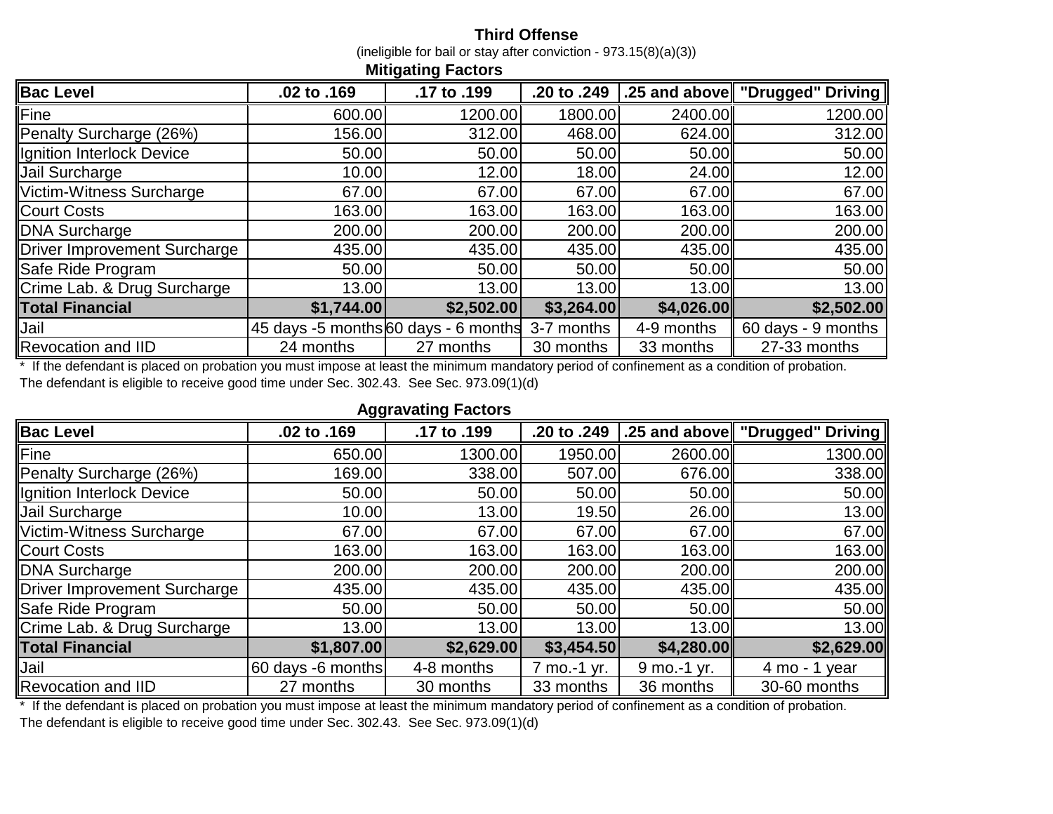## Third Offense

(ineligible for bail or stay after conviction - 973.15(8)(a)(3))

### Mitigating Factors

| Bac Level | .02 to .169 | .17 to .199 | .20 to .249 | .25 and above | "Drugged" Driving |
|---|---|---|---|---|---|
| Fine | 600.00 | 1200.00 | 1800.00 | 2400.00 | 1200.00 |
| Penalty Surcharge (26%) | 156.00 | 312.00 | 468.00 | 624.00 | 312.00 |
| Ignition Interlock Device | 50.00 | 50.00 | 50.00 | 50.00 | 50.00 |
| Jail Surcharge | 10.00 | 12.00 | 18.00 | 24.00 | 12.00 |
| Victim-Witness Surcharge | 67.00 | 67.00 | 67.00 | 67.00 | 67.00 |
| Court Costs | 163.00 | 163.00 | 163.00 | 163.00 | 163.00 |
| DNA Surcharge | 200.00 | 200.00 | 200.00 | 200.00 | 200.00 |
| Driver Improvement Surcharge | 435.00 | 435.00 | 435.00 | 435.00 | 435.00 |
| Safe Ride Program | 50.00 | 50.00 | 50.00 | 50.00 | 50.00 |
| Crime Lab. & Drug Surcharge | 13.00 | 13.00 | 13.00 | 13.00 | 13.00 |
| **Total Financial** | **$1,744.00** | **$2,502.00** | **$3,264.00** | **$4,026.00** | **$2,502.00** |
| Jail | 45 days -5 months | 60 days - 6 months | 3-7 months | 4-9 months | 60 days - 9 months |
| Revocation and IID | 24 months | 27 months | 30 months | 33 months | 27-33 months |

* If the defendant is placed on probation you must impose at least the minimum mandatory period of confinement as a condition of probation. The defendant is eligible to receive good time under Sec. 302.43. See Sec. 973.09(1)(d)

### Aggravating Factors

| Bac Level | .02 to .169 | .17 to .199 | .20 to .249 | .25 and above | "Drugged" Driving |
|---|---|---|---|---|---|
| Fine | 650.00 | 1300.00 | 1950.00 | 2600.00 | 1300.00 |
| Penalty Surcharge (26%) | 169.00 | 338.00 | 507.00 | 676.00 | 338.00 |
| Ignition Interlock Device | 50.00 | 50.00 | 50.00 | 50.00 | 50.00 |
| Jail Surcharge | 10.00 | 13.00 | 19.50 | 26.00 | 13.00 |
| Victim-Witness Surcharge | 67.00 | 67.00 | 67.00 | 67.00 | 67.00 |
| Court Costs | 163.00 | 163.00 | 163.00 | 163.00 | 163.00 |
| DNA Surcharge | 200.00 | 200.00 | 200.00 | 200.00 | 200.00 |
| Driver Improvement Surcharge | 435.00 | 435.00 | 435.00 | 435.00 | 435.00 |
| Safe Ride Program | 50.00 | 50.00 | 50.00 | 50.00 | 50.00 |
| Crime Lab. & Drug Surcharge | 13.00 | 13.00 | 13.00 | 13.00 | 13.00 |
| **Total Financial** | **$1,807.00** | **$2,629.00** | **$3,454.50** | **$4,280.00** | **$2,629.00** |
| Jail | 60 days -6 months | 4-8 months | 7 mo.-1 yr. | 9 mo.-1 yr. | 4 mo - 1 year |
| Revocation and IID | 27 months | 30 months | 33 months | 36 months | 30-60 months |

* If the defendant is placed on probation you must impose at least the minimum mandatory period of confinement as a condition of probation. The defendant is eligible to receive good time under Sec. 302.43. See Sec. 973.09(1)(d)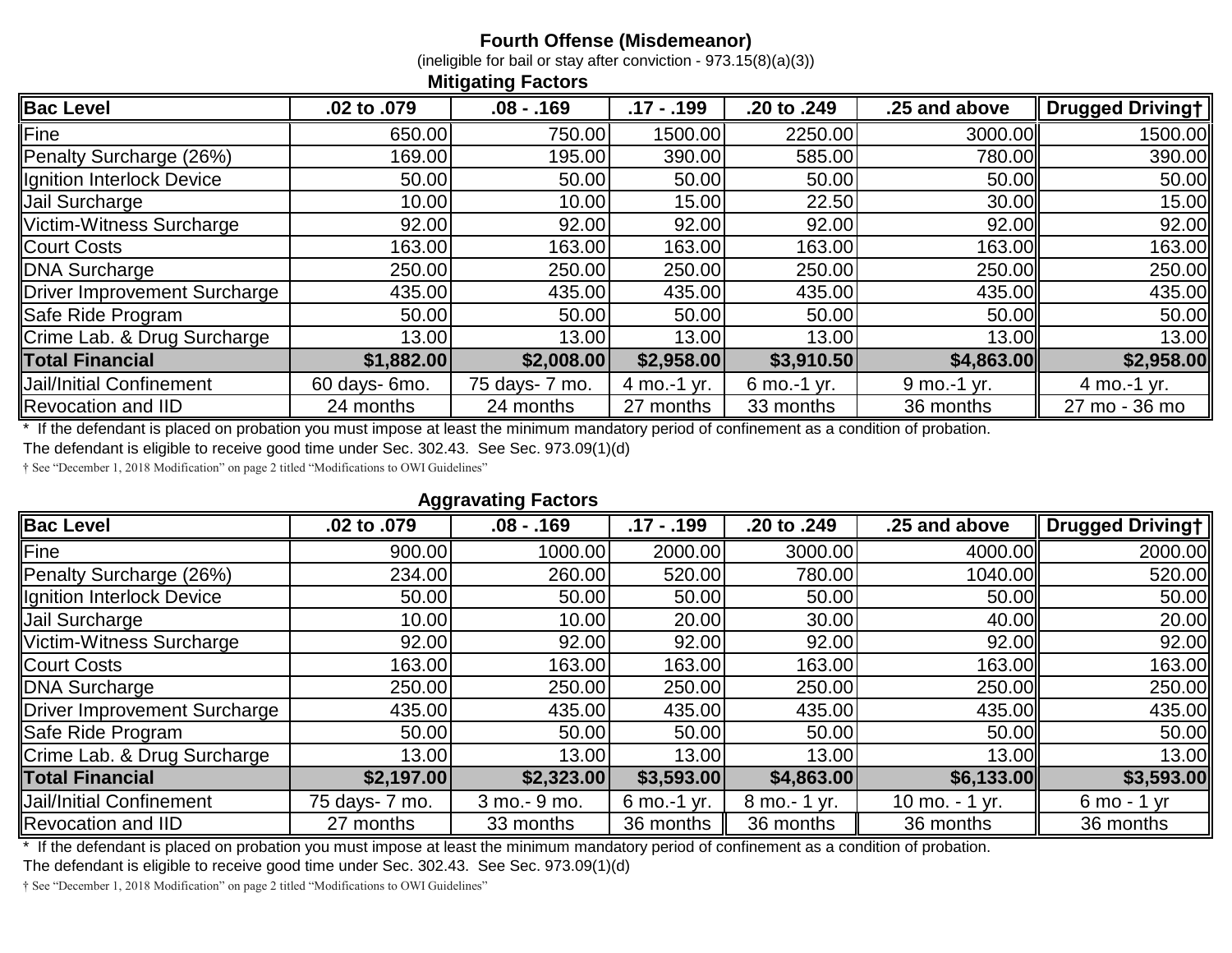**Fourth Offense (Misdemeanor)**

(ineligible for bail or stay after conviction - 973.15(8)(a)(3))

**Mitigating Factors**

| Bac Level | .02 to .079 | .08 - .169 | .17 - .199 | .20 to .249 | .25 and above | Drugged Driving† |
|---|---|---|---|---|---|---|
| Fine | 650.00 | 750.00 | 1500.00 | 2250.00 | 3000.00 | 1500.00 |
| Penalty Surcharge (26%) | 169.00 | 195.00 | 390.00 | 585.00 | 780.00 | 390.00 |
| Ignition Interlock Device | 50.00 | 50.00 | 50.00 | 50.00 | 50.00 | 50.00 |
| Jail Surcharge | 10.00 | 10.00 | 15.00 | 22.50 | 30.00 | 15.00 |
| Victim-Witness Surcharge | 92.00 | 92.00 | 92.00 | 92.00 | 92.00 | 92.00 |
| Court Costs | 163.00 | 163.00 | 163.00 | 163.00 | 163.00 | 163.00 |
| DNA Surcharge | 250.00 | 250.00 | 250.00 | 250.00 | 250.00 | 250.00 |
| Driver Improvement Surcharge | 435.00 | 435.00 | 435.00 | 435.00 | 435.00 | 435.00 |
| Safe Ride Program | 50.00 | 50.00 | 50.00 | 50.00 | 50.00 | 50.00 |
| Crime Lab. & Drug Surcharge | 13.00 | 13.00 | 13.00 | 13.00 | 13.00 | 13.00 |
| **Total Financial** | **$1,882.00** | **$2,008.00** | **$2,958.00** | **$3,910.50** | **$4,863.00** | **$2,958.00** |
| Jail/Initial Confinement | 60 days- 6mo. | 75 days- 7 mo. | 4 mo.-1 yr. | 6 mo.-1 yr. | 9 mo.-1 yr. | 4 mo.-1 yr. |
| Revocation and IID | 24 months | 24 months | 27 months | 33 months | 36 months | 27 mo - 36 mo |

* If the defendant is placed on probation you must impose at least the minimum mandatory period of confinement as a condition of probation.
The defendant is eligible to receive good time under Sec. 302.43. See Sec. 973.09(1)(d)

† See "December 1, 2018 Modification" on page 2 titled "Modifications to OWI Guidelines"

**Aggravating Factors**

| Bac Level | .02 to .079 | .08 - .169 | .17 - .199 | .20 to .249 | .25 and above | Drugged Driving† |
|---|---|---|---|---|---|---|
| Fine | 900.00 | 1000.00 | 2000.00 | 3000.00 | 4000.00 | 2000.00 |
| Penalty Surcharge (26%) | 234.00 | 260.00 | 520.00 | 780.00 | 1040.00 | 520.00 |
| Ignition Interlock Device | 50.00 | 50.00 | 50.00 | 50.00 | 50.00 | 50.00 |
| Jail Surcharge | 10.00 | 10.00 | 20.00 | 30.00 | 40.00 | 20.00 |
| Victim-Witness Surcharge | 92.00 | 92.00 | 92.00 | 92.00 | 92.00 | 92.00 |
| Court Costs | 163.00 | 163.00 | 163.00 | 163.00 | 163.00 | 163.00 |
| DNA Surcharge | 250.00 | 250.00 | 250.00 | 250.00 | 250.00 | 250.00 |
| Driver Improvement Surcharge | 435.00 | 435.00 | 435.00 | 435.00 | 435.00 | 435.00 |
| Safe Ride Program | 50.00 | 50.00 | 50.00 | 50.00 | 50.00 | 50.00 |
| Crime Lab. & Drug Surcharge | 13.00 | 13.00 | 13.00 | 13.00 | 13.00 | 13.00 |
| **Total Financial** | **$2,197.00** | **$2,323.00** | **$3,593.00** | **$4,863.00** | **$6,133.00** | **$3,593.00** |
| Jail/Initial Confinement | 75 days- 7 mo. | 3 mo.- 9 mo. | 6 mo.-1 yr. | 8 mo.- 1 yr. | 10 mo. - 1 yr. | 6 mo - 1 yr |
| Revocation and IID | 27 months | 33 months | 36 months | 36 months | 36 months | 36 months |

* If the defendant is placed on probation you must impose at least the minimum mandatory period of confinement as a condition of probation.
The defendant is eligible to receive good time under Sec. 302.43. See Sec. 973.09(1)(d)

† See "December 1, 2018 Modification" on page 2 titled "Modifications to OWI Guidelines"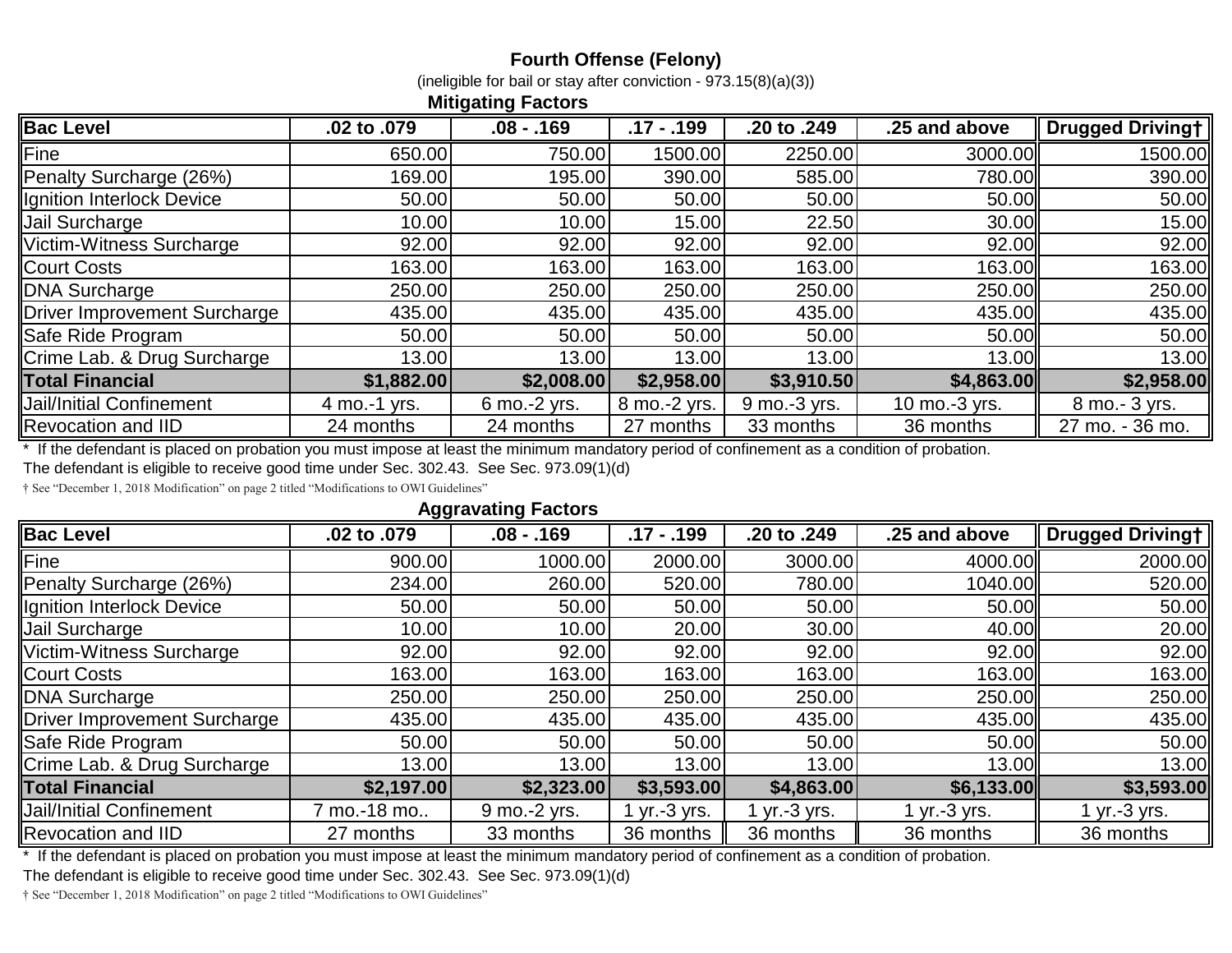### Fourth Offense (Felony)

(ineligible for bail or stay after conviction - 973.15(8)(a)(3))

**Mitigating Factors**

| Bac Level | .02 to .079 | .08 - .169 | .17 - .199 | .20 to .249 | .25 and above | Drugged Driving† |
|---|---|---|---|---|---|---|
| Fine | 650.00 | 750.00 | 1500.00 | 2250.00 | 3000.00 | 1500.00 |
| Penalty Surcharge (26%) | 169.00 | 195.00 | 390.00 | 585.00 | 780.00 | 390.00 |
| Ignition Interlock Device | 50.00 | 50.00 | 50.00 | 50.00 | 50.00 | 50.00 |
| Jail Surcharge | 10.00 | 10.00 | 15.00 | 22.50 | 30.00 | 15.00 |
| Victim-Witness Surcharge | 92.00 | 92.00 | 92.00 | 92.00 | 92.00 | 92.00 |
| Court Costs | 163.00 | 163.00 | 163.00 | 163.00 | 163.00 | 163.00 |
| DNA Surcharge | 250.00 | 250.00 | 250.00 | 250.00 | 250.00 | 250.00 |
| Driver Improvement Surcharge | 435.00 | 435.00 | 435.00 | 435.00 | 435.00 | 435.00 |
| Safe Ride Program | 50.00 | 50.00 | 50.00 | 50.00 | 50.00 | 50.00 |
| Crime Lab. & Drug Surcharge | 13.00 | 13.00 | 13.00 | 13.00 | 13.00 | 13.00 |
| **Total Financial** | **$1,882.00** | **$2,008.00** | **$2,958.00** | **$3,910.50** | **$4,863.00** | **$2,958.00** |
| Jail/Initial Confinement | 4 mo.-1 yrs. | 6 mo.-2 yrs. | 8 mo.-2 yrs. | 9 mo.-3 yrs. | 10 mo.-3 yrs. | 8 mo.- 3 yrs. |
| Revocation and IID | 24 months | 24 months | 27 months | 33 months | 36 months | 27 mo. - 36 mo. |

* If the defendant is placed on probation you must impose at least the minimum mandatory period of confinement as a condition of probation.
The defendant is eligible to receive good time under Sec. 302.43. See Sec. 973.09(1)(d)

† See "December 1, 2018 Modification" on page 2 titled "Modifications to OWI Guidelines"

**Aggravating Factors**

| Bac Level | .02 to .079 | .08 - .169 | .17 - .199 | .20 to .249 | .25 and above | Drugged Driving† |
|---|---|---|---|---|---|---|
| Fine | 900.00 | 1000.00 | 2000.00 | 3000.00 | 4000.00 | 2000.00 |
| Penalty Surcharge (26%) | 234.00 | 260.00 | 520.00 | 780.00 | 1040.00 | 520.00 |
| Ignition Interlock Device | 50.00 | 50.00 | 50.00 | 50.00 | 50.00 | 50.00 |
| Jail Surcharge | 10.00 | 10.00 | 20.00 | 30.00 | 40.00 | 20.00 |
| Victim-Witness Surcharge | 92.00 | 92.00 | 92.00 | 92.00 | 92.00 | 92.00 |
| Court Costs | 163.00 | 163.00 | 163.00 | 163.00 | 163.00 | 163.00 |
| DNA Surcharge | 250.00 | 250.00 | 250.00 | 250.00 | 250.00 | 250.00 |
| Driver Improvement Surcharge | 435.00 | 435.00 | 435.00 | 435.00 | 435.00 | 435.00 |
| Safe Ride Program | 50.00 | 50.00 | 50.00 | 50.00 | 50.00 | 50.00 |
| Crime Lab. & Drug Surcharge | 13.00 | 13.00 | 13.00 | 13.00 | 13.00 | 13.00 |
| **Total Financial** | **$2,197.00** | **$2,323.00** | **$3,593.00** | **$4,863.00** | **$6,133.00** | **$3,593.00** |
| Jail/Initial Confinement | 7 mo.-18 mo.. | 9 mo.-2 yrs. | 1 yr.-3 yrs. | 1 yr.-3 yrs. | 1 yr.-3 yrs. | 1 yr.-3 yrs. |
| Revocation and IID | 27 months | 33 months | 36 months | 36 months | 36 months | 36 months |

* If the defendant is placed on probation you must impose at least the minimum mandatory period of confinement as a condition of probation.
The defendant is eligible to receive good time under Sec. 302.43. See Sec. 973.09(1)(d)

† See "December 1, 2018 Modification" on page 2 titled "Modifications to OWI Guidelines"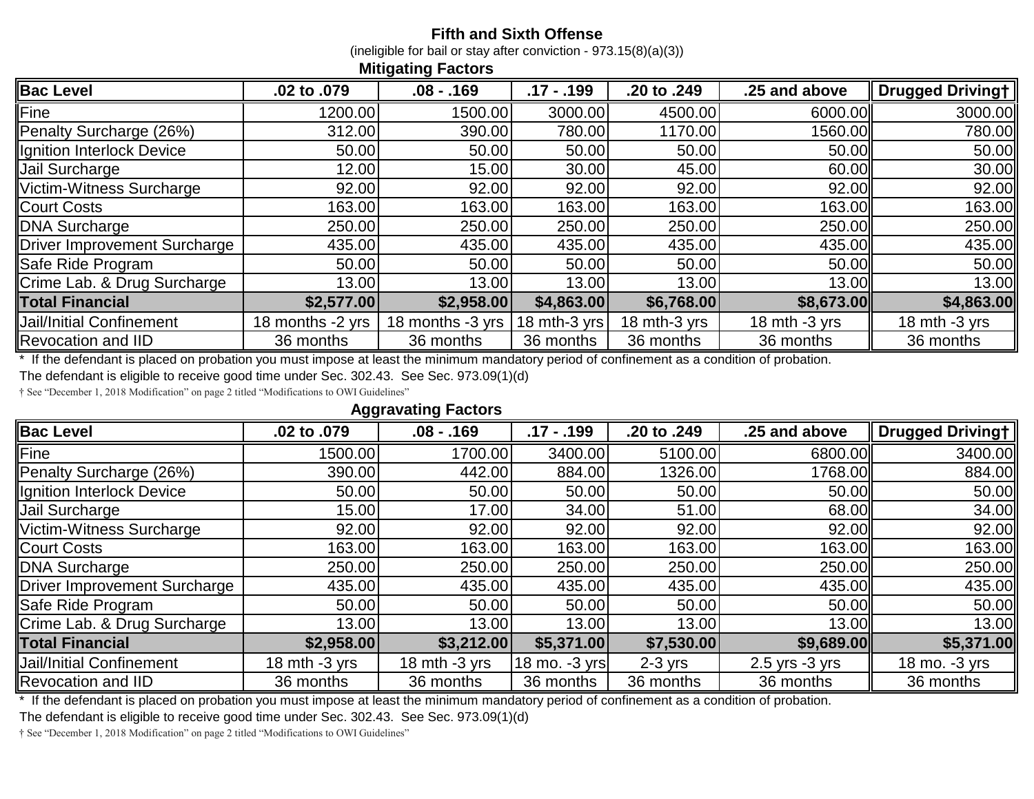## Fifth and Sixth Offense

(ineligible for bail or stay after conviction - 973.15(8)(a)(3))

### Mitigating Factors

| Bac Level | .02 to .079 | .08 - .169 | .17 - .199 | .20 to .249 | .25 and above | Drugged Driving† |
|---|---|---|---|---|---|---|
| Fine | 1200.00 | 1500.00 | 3000.00 | 4500.00 | 6000.00 | 3000.00 |
| Penalty Surcharge (26%) | 312.00 | 390.00 | 780.00 | 1170.00 | 1560.00 | 780.00 |
| Ignition Interlock Device | 50.00 | 50.00 | 50.00 | 50.00 | 50.00 | 50.00 |
| Jail Surcharge | 12.00 | 15.00 | 30.00 | 45.00 | 60.00 | 30.00 |
| Victim-Witness Surcharge | 92.00 | 92.00 | 92.00 | 92.00 | 92.00 | 92.00 |
| Court Costs | 163.00 | 163.00 | 163.00 | 163.00 | 163.00 | 163.00 |
| DNA Surcharge | 250.00 | 250.00 | 250.00 | 250.00 | 250.00 | 250.00 |
| Driver Improvement Surcharge | 435.00 | 435.00 | 435.00 | 435.00 | 435.00 | 435.00 |
| Safe Ride Program | 50.00 | 50.00 | 50.00 | 50.00 | 50.00 | 50.00 |
| Crime Lab. & Drug Surcharge | 13.00 | 13.00 | 13.00 | 13.00 | 13.00 | 13.00 |
| **Total Financial** | **$2,577.00** | **$2,958.00** | **$4,863.00** | **$6,768.00** | **$8,673.00** | **$4,863.00** |
| Jail/Initial Confinement | 18 months -2 yrs | 18 months -3 yrs | 18 mth-3 yrs | 18 mth-3 yrs | 18 mth -3 yrs | 18 mth -3 yrs |
| Revocation and IID | 36 months | 36 months | 36 months | 36 months | 36 months | 36 months |

* If the defendant is placed on probation you must impose at least the minimum mandatory period of confinement as a condition of probation.
The defendant is eligible to receive good time under Sec. 302.43. See Sec. 973.09(1)(d)

† See "December 1, 2018 Modification" on page 2 titled "Modifications to OWI Guidelines"

### Aggravating Factors

| Bac Level | .02 to .079 | .08 - .169 | .17 - .199 | .20 to .249 | .25 and above | Drugged Driving† |
|---|---|---|---|---|---|---|
| Fine | 1500.00 | 1700.00 | 3400.00 | 5100.00 | 6800.00 | 3400.00 |
| Penalty Surcharge (26%) | 390.00 | 442.00 | 884.00 | 1326.00 | 1768.00 | 884.00 |
| Ignition Interlock Device | 50.00 | 50.00 | 50.00 | 50.00 | 50.00 | 50.00 |
| Jail Surcharge | 15.00 | 17.00 | 34.00 | 51.00 | 68.00 | 34.00 |
| Victim-Witness Surcharge | 92.00 | 92.00 | 92.00 | 92.00 | 92.00 | 92.00 |
| Court Costs | 163.00 | 163.00 | 163.00 | 163.00 | 163.00 | 163.00 |
| DNA Surcharge | 250.00 | 250.00 | 250.00 | 250.00 | 250.00 | 250.00 |
| Driver Improvement Surcharge | 435.00 | 435.00 | 435.00 | 435.00 | 435.00 | 435.00 |
| Safe Ride Program | 50.00 | 50.00 | 50.00 | 50.00 | 50.00 | 50.00 |
| Crime Lab. & Drug Surcharge | 13.00 | 13.00 | 13.00 | 13.00 | 13.00 | 13.00 |
| **Total Financial** | **$2,958.00** | **$3,212.00** | **$5,371.00** | **$7,530.00** | **$9,689.00** | **$5,371.00** |
| Jail/Initial Confinement | 18 mth -3 yrs | 18 mth -3 yrs | 18 mo. -3 yrs | 2-3 yrs | 2.5 yrs -3 yrs | 18 mo. -3 yrs |
| Revocation and IID | 36 months | 36 months | 36 months | 36 months | 36 months | 36 months |

* If the defendant is placed on probation you must impose at least the minimum mandatory period of confinement as a condition of probation.
The defendant is eligible to receive good time under Sec. 302.43. See Sec. 973.09(1)(d)

† See "December 1, 2018 Modification" on page 2 titled "Modifications to OWI Guidelines"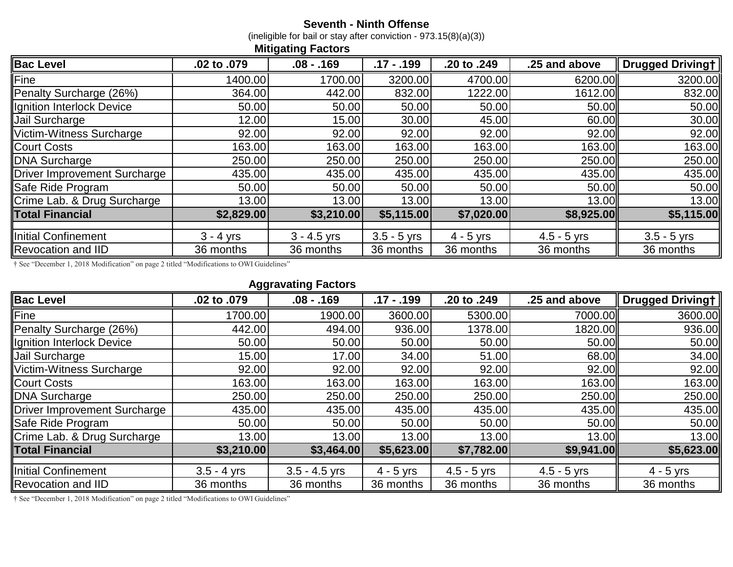**Seventh - Ninth Offense**

(ineligible for bail or stay after conviction - 973.15(8)(a)(3))

**Mitigating Factors**

| **Bac Level** | **.02 to .079** | **.08 - .169** | **.17 - .199** | **.20 to .249** | **.25 and above** | **Drugged Driving†** |
|---|---|---|---|---|---|---|
| Fine | 1400.00 | 1700.00 | 3200.00 | 4700.00 | 6200.00 | 3200.00 |
| Penalty Surcharge (26%) | 364.00 | 442.00 | 832.00 | 1222.00 | 1612.00 | 832.00 |
| Ignition Interlock Device | 50.00 | 50.00 | 50.00 | 50.00 | 50.00 | 50.00 |
| Jail Surcharge | 12.00 | 15.00 | 30.00 | 45.00 | 60.00 | 30.00 |
| Victim-Witness Surcharge | 92.00 | 92.00 | 92.00 | 92.00 | 92.00 | 92.00 |
| Court Costs | 163.00 | 163.00 | 163.00 | 163.00 | 163.00 | 163.00 |
| DNA Surcharge | 250.00 | 250.00 | 250.00 | 250.00 | 250.00 | 250.00 |
| Driver Improvement Surcharge | 435.00 | 435.00 | 435.00 | 435.00 | 435.00 | 435.00 |
| Safe Ride Program | 50.00 | 50.00 | 50.00 | 50.00 | 50.00 | 50.00 |
| Crime Lab. & Drug Surcharge | 13.00 | 13.00 | 13.00 | 13.00 | 13.00 | 13.00 |
| **Total Financial** | **$2,829.00** | **$3,210.00** | **$5,115.00** | **$7,020.00** | **$8,925.00** | **$5,115.00** |
| | | | | | | |
| Initial Confinement | 3 - 4 yrs | 3 - 4.5 yrs | 3.5 - 5 yrs | 4 - 5 yrs | 4.5 - 5 yrs | 3.5 - 5 yrs |
| Revocation and IID | 36 months | 36 months | 36 months | 36 months | 36 months | 36 months |

† See "December 1, 2018 Modification" on page 2 titled "Modifications to OWI Guidelines"

**Aggravating Factors**

| **Bac Level** | **.02 to .079** | **.08 - .169** | **.17 - .199** | **.20 to .249** | **.25 and above** | **Drugged Driving†** |
|---|---|---|---|---|---|---|
| Fine | 1700.00 | 1900.00 | 3600.00 | 5300.00 | 7000.00 | 3600.00 |
| Penalty Surcharge (26%) | 442.00 | 494.00 | 936.00 | 1378.00 | 1820.00 | 936.00 |
| Ignition Interlock Device | 50.00 | 50.00 | 50.00 | 50.00 | 50.00 | 50.00 |
| Jail Surcharge | 15.00 | 17.00 | 34.00 | 51.00 | 68.00 | 34.00 |
| Victim-Witness Surcharge | 92.00 | 92.00 | 92.00 | 92.00 | 92.00 | 92.00 |
| Court Costs | 163.00 | 163.00 | 163.00 | 163.00 | 163.00 | 163.00 |
| DNA Surcharge | 250.00 | 250.00 | 250.00 | 250.00 | 250.00 | 250.00 |
| Driver Improvement Surcharge | 435.00 | 435.00 | 435.00 | 435.00 | 435.00 | 435.00 |
| Safe Ride Program | 50.00 | 50.00 | 50.00 | 50.00 | 50.00 | 50.00 |
| Crime Lab. & Drug Surcharge | 13.00 | 13.00 | 13.00 | 13.00 | 13.00 | 13.00 |
| **Total Financial** | **$3,210.00** | **$3,464.00** | **$5,623.00** | **$7,782.00** | **$9,941.00** | **$5,623.00** |
| | | | | | | |
| Initial Confinement | 3.5 - 4 yrs | 3.5 - 4.5 yrs | 4 - 5 yrs | 4.5 - 5 yrs | 4.5 - 5 yrs | 4 - 5 yrs |
| Revocation and IID | 36 months | 36 months | 36 months | 36 months | 36 months | 36 months |

† See "December 1, 2018 Modification" on page 2 titled "Modifications to OWI Guidelines"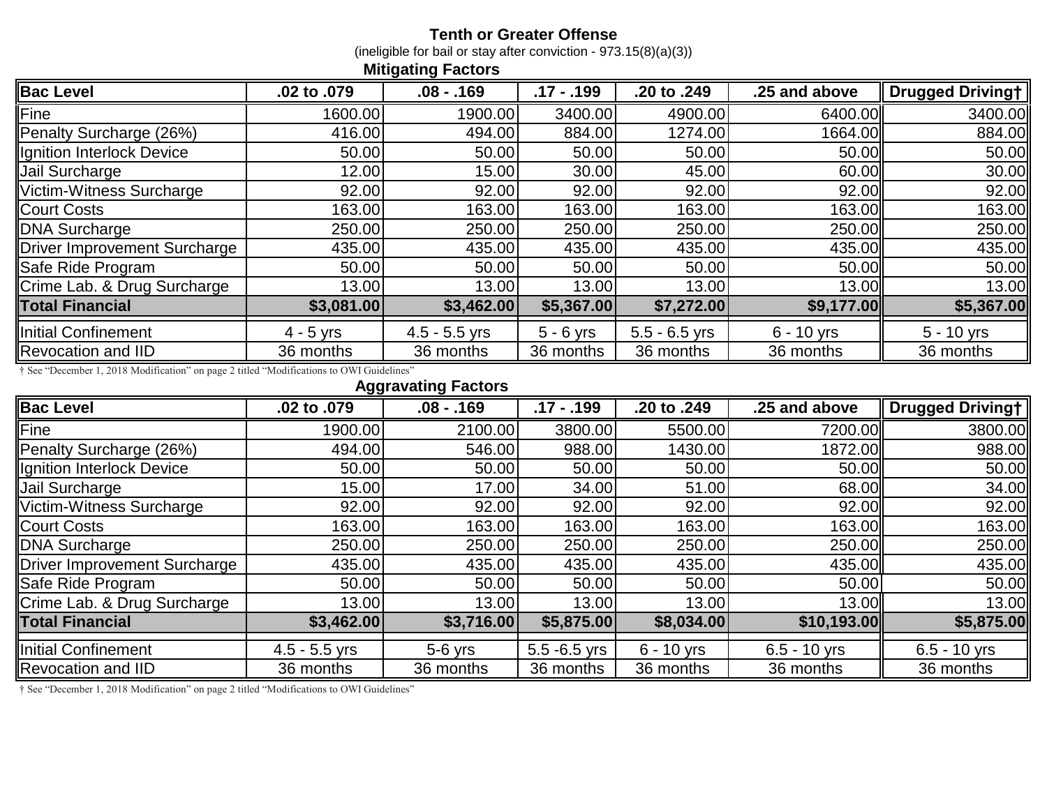**Tenth or Greater Offense**

(ineligible for bail or stay after conviction - 973.15(8)(a)(3))

**Mitigating Factors**

| Bac Level | .02 to .079 | .08 - .169 | .17 - .199 | .20 to .249 | .25 and above | Drugged Driving† |
|---|---|---|---|---|---|---|
| Fine | 1600.00 | 1900.00 | 3400.00 | 4900.00 | 6400.00 | 3400.00 |
| Penalty Surcharge (26%) | 416.00 | 494.00 | 884.00 | 1274.00 | 1664.00 | 884.00 |
| Ignition Interlock Device | 50.00 | 50.00 | 50.00 | 50.00 | 50.00 | 50.00 |
| Jail Surcharge | 12.00 | 15.00 | 30.00 | 45.00 | 60.00 | 30.00 |
| Victim-Witness Surcharge | 92.00 | 92.00 | 92.00 | 92.00 | 92.00 | 92.00 |
| Court Costs | 163.00 | 163.00 | 163.00 | 163.00 | 163.00 | 163.00 |
| DNA Surcharge | 250.00 | 250.00 | 250.00 | 250.00 | 250.00 | 250.00 |
| Driver Improvement Surcharge | 435.00 | 435.00 | 435.00 | 435.00 | 435.00 | 435.00 |
| Safe Ride Program | 50.00 | 50.00 | 50.00 | 50.00 | 50.00 | 50.00 |
| Crime Lab. & Drug Surcharge | 13.00 | 13.00 | 13.00 | 13.00 | 13.00 | 13.00 |
| **Total Financial** | **$3,081.00** | **$3,462.00** | **$5,367.00** | **$7,272.00** | **$9,177.00** | **$5,367.00** |
| Initial Confinement | 4 - 5 yrs | 4.5 - 5.5 yrs | 5 - 6 yrs | 5.5 - 6.5 yrs | 6 - 10 yrs | 5 - 10 yrs |
| Revocation and IID | 36 months | 36 months | 36 months | 36 months | 36 months | 36 months |

† See "December 1, 2018 Modification" on page 2 titled "Modifications to OWI Guidelines"

**Aggravating Factors**

| Bac Level | .02 to .079 | .08 - .169 | .17 - .199 | .20 to .249 | .25 and above | Drugged Driving† |
|---|---|---|---|---|---|---|
| Fine | 1900.00 | 2100.00 | 3800.00 | 5500.00 | 7200.00 | 3800.00 |
| Penalty Surcharge (26%) | 494.00 | 546.00 | 988.00 | 1430.00 | 1872.00 | 988.00 |
| Ignition Interlock Device | 50.00 | 50.00 | 50.00 | 50.00 | 50.00 | 50.00 |
| Jail Surcharge | 15.00 | 17.00 | 34.00 | 51.00 | 68.00 | 34.00 |
| Victim-Witness Surcharge | 92.00 | 92.00 | 92.00 | 92.00 | 92.00 | 92.00 |
| Court Costs | 163.00 | 163.00 | 163.00 | 163.00 | 163.00 | 163.00 |
| DNA Surcharge | 250.00 | 250.00 | 250.00 | 250.00 | 250.00 | 250.00 |
| Driver Improvement Surcharge | 435.00 | 435.00 | 435.00 | 435.00 | 435.00 | 435.00 |
| Safe Ride Program | 50.00 | 50.00 | 50.00 | 50.00 | 50.00 | 50.00 |
| Crime Lab. & Drug Surcharge | 13.00 | 13.00 | 13.00 | 13.00 | 13.00 | 13.00 |
| **Total Financial** | **$3,462.00** | **$3,716.00** | **$5,875.00** | **$8,034.00** | **$10,193.00** | **$5,875.00** |
| Initial Confinement | 4.5 - 5.5 yrs | 5-6 yrs | 5.5 -6.5 yrs | 6 - 10 yrs | 6.5 - 10 yrs | 6.5 - 10 yrs |
| Revocation and IID | 36 months | 36 months | 36 months | 36 months | 36 months | 36 months |

† See "December 1, 2018 Modification" on page 2 titled "Modifications to OWI Guidelines"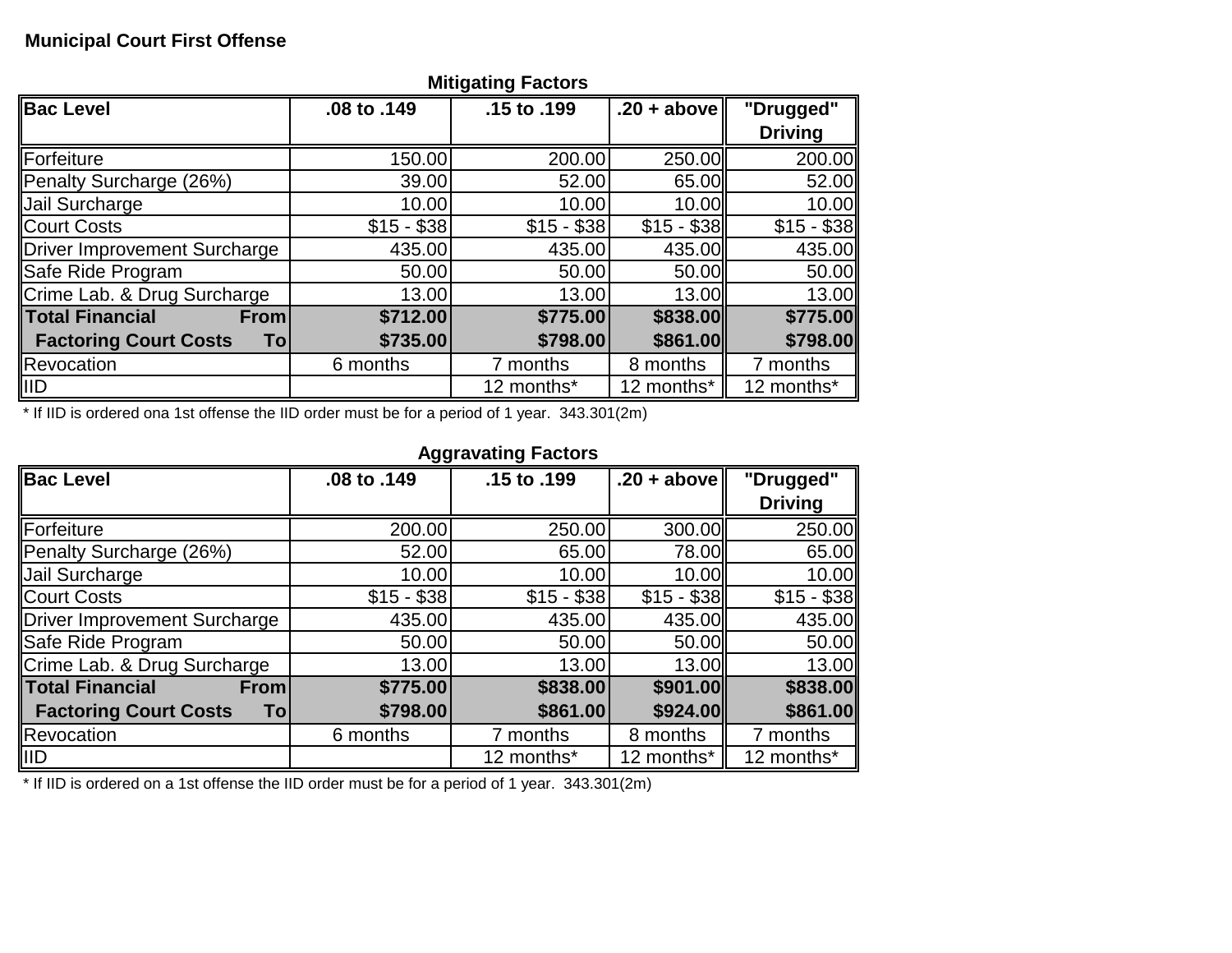**Municipal Court First Offense**

**Mitigating Factors**

| Bac Level | .08 to .149 | .15 to .199 | .20 + above | "Drugged" Driving |
|---|---|---|---|---|
| Forfeiture | 150.00 | 200.00 | 250.00 | 200.00 |
| Penalty Surcharge (26%) | 39.00 | 52.00 | 65.00 | 52.00 |
| Jail Surcharge | 10.00 | 10.00 | 10.00 | 10.00 |
| Court Costs | $15 - $38 | $15 - $38 | $15 - $38 | $15 - $38 |
| Driver Improvement Surcharge | 435.00 | 435.00 | 435.00 | 435.00 |
| Safe Ride Program | 50.00 | 50.00 | 50.00 | 50.00 |
| Crime Lab. & Drug Surcharge | 13.00 | 13.00 | 13.00 | 13.00 |
| **Total Financial From** | **$712.00** | **$775.00** | **$838.00** | **$775.00** |
| **Factoring Court Costs To** | **$735.00** | **$798.00** | **$861.00** | **$798.00** |
| Revocation | 6 months | 7 months | 8 months | 7 months |
| IID | | 12 months* | 12 months* | 12 months* |

* If IID is ordered ona 1st offense the IID order must be for a period of 1 year. 343.301(2m)

**Aggravating Factors**

| Bac Level | .08 to .149 | .15 to .199 | .20 + above | "Drugged" Driving |
|---|---|---|---|---|
| Forfeiture | 200.00 | 250.00 | 300.00 | 250.00 |
| Penalty Surcharge (26%) | 52.00 | 65.00 | 78.00 | 65.00 |
| Jail Surcharge | 10.00 | 10.00 | 10.00 | 10.00 |
| Court Costs | $15 - $38 | $15 - $38 | $15 - $38 | $15 - $38 |
| Driver Improvement Surcharge | 435.00 | 435.00 | 435.00 | 435.00 |
| Safe Ride Program | 50.00 | 50.00 | 50.00 | 50.00 |
| Crime Lab. & Drug Surcharge | 13.00 | 13.00 | 13.00 | 13.00 |
| **Total Financial From** | **$775.00** | **$838.00** | **$901.00** | **$838.00** |
| **Factoring Court Costs To** | **$798.00** | **$861.00** | **$924.00** | **$861.00** |
| Revocation | 6 months | 7 months | 8 months | 7 months |
| IID | | 12 months* | 12 months* | 12 months* |

* If IID is ordered on a 1st offense the IID order must be for a period of 1 year. 343.301(2m)